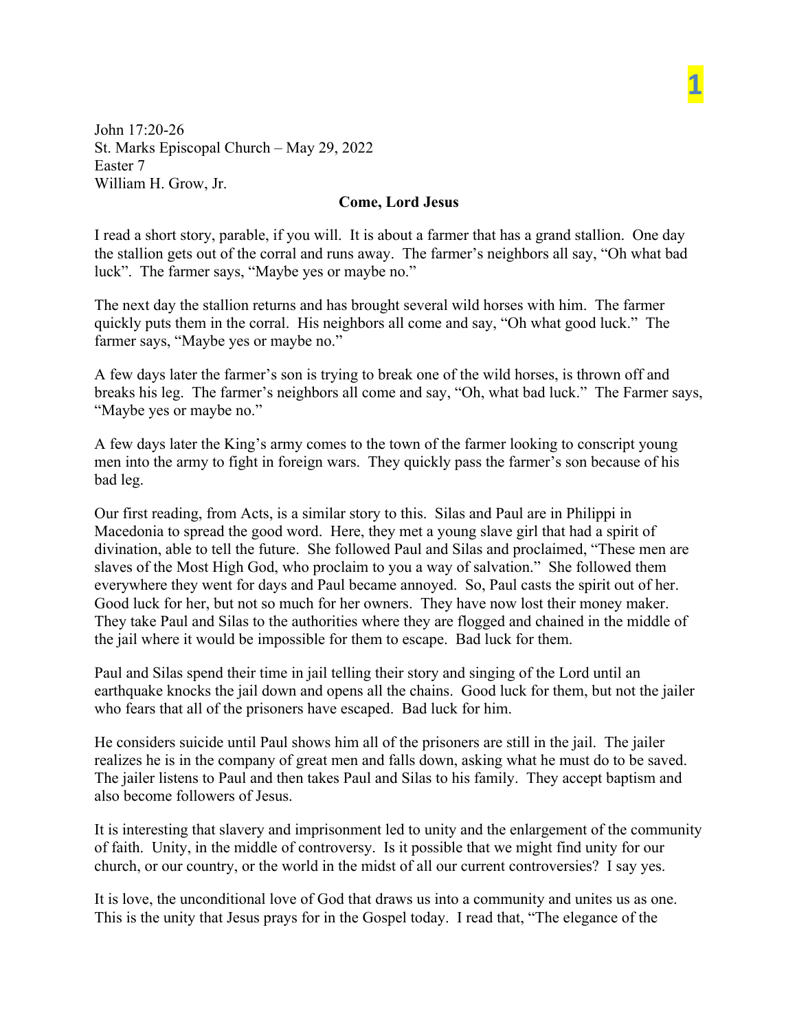John 17:20-26
St. Marks Episcopal Church – May 29, 2022
Easter 7
William H. Grow, Jr.

**Come, Lord Jesus**

I read a short story, parable, if you will. It is about a farmer that has a grand stallion. One day the stallion gets out of the corral and runs away. The farmer's neighbors all say, "Oh what bad luck". The farmer says, "Maybe yes or maybe no."

The next day the stallion returns and has brought several wild horses with him. The farmer quickly puts them in the corral. His neighbors all come and say, "Oh what good luck." The farmer says, "Maybe yes or maybe no."

A few days later the farmer's son is trying to break one of the wild horses, is thrown off and breaks his leg. The farmer's neighbors all come and say, "Oh, what bad luck." The Farmer says, "Maybe yes or maybe no."

A few days later the King's army comes to the town of the farmer looking to conscript young men into the army to fight in foreign wars. They quickly pass the farmer's son because of his bad leg.

Our first reading, from Acts, is a similar story to this. Silas and Paul are in Philippi in Macedonia to spread the good word. Here, they met a young slave girl that had a spirit of divination, able to tell the future. She followed Paul and Silas and proclaimed, "These men are slaves of the Most High God, who proclaim to you a way of salvation." She followed them everywhere they went for days and Paul became annoyed. So, Paul casts the spirit out of her. Good luck for her, but not so much for her owners. They have now lost their money maker. They take Paul and Silas to the authorities where they are flogged and chained in the middle of the jail where it would be impossible for them to escape. Bad luck for them.

Paul and Silas spend their time in jail telling their story and singing of the Lord until an earthquake knocks the jail down and opens all the chains. Good luck for them, but not the jailer who fears that all of the prisoners have escaped. Bad luck for him.

He considers suicide until Paul shows him all of the prisoners are still in the jail. The jailer realizes he is in the company of great men and falls down, asking what he must do to be saved. The jailer listens to Paul and then takes Paul and Silas to his family. They accept baptism and also become followers of Jesus.

It is interesting that slavery and imprisonment led to unity and the enlargement of the community of faith. Unity, in the middle of controversy. Is it possible that we might find unity for our church, or our country, or the world in the midst of all our current controversies? I say yes.

It is love, the unconditional love of God that draws us into a community and unites us as one. This is the unity that Jesus prays for in the Gospel today. I read that, "The elegance of the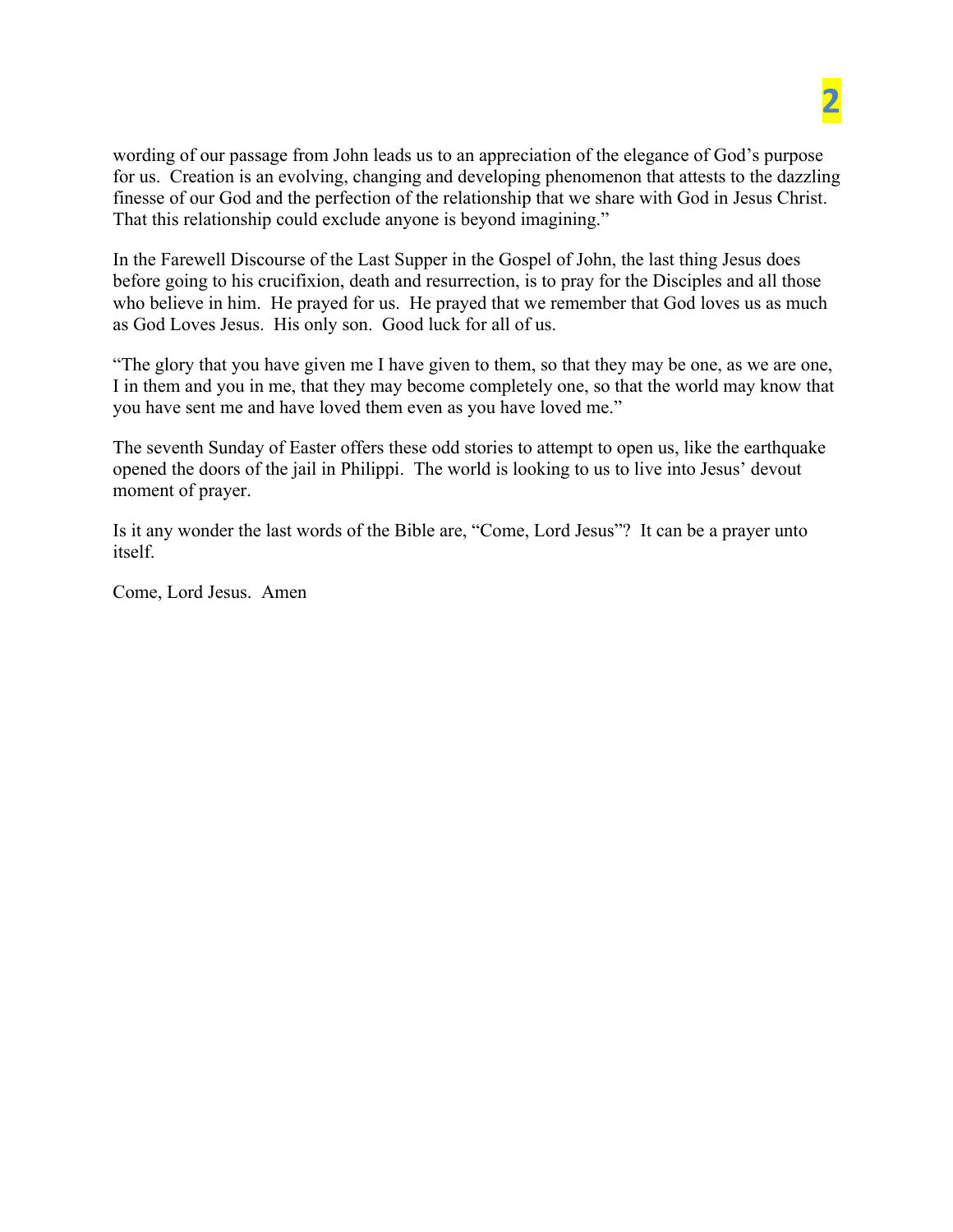wording of our passage from John leads us to an appreciation of the elegance of God's purpose for us. Creation is an evolving, changing and developing phenomenon that attests to the dazzling finesse of our God and the perfection of the relationship that we share with God in Jesus Christ. That this relationship could exclude anyone is beyond imagining."

In the Farewell Discourse of the Last Supper in the Gospel of John, the last thing Jesus does before going to his crucifixion, death and resurrection, is to pray for the Disciples and all those who believe in him. He prayed for us. He prayed that we remember that God loves us as much as God Loves Jesus. His only son. Good luck for all of us.

"The glory that you have given me I have given to them, so that they may be one, as we are one, I in them and you in me, that they may become completely one, so that the world may know that you have sent me and have loved them even as you have loved me."

The seventh Sunday of Easter offers these odd stories to attempt to open us, like the earthquake opened the doors of the jail in Philippi. The world is looking to us to live into Jesus' devout moment of prayer.

Is it any wonder the last words of the Bible are, "Come, Lord Jesus"? It can be a prayer unto itself.

Come, Lord Jesus. Amen